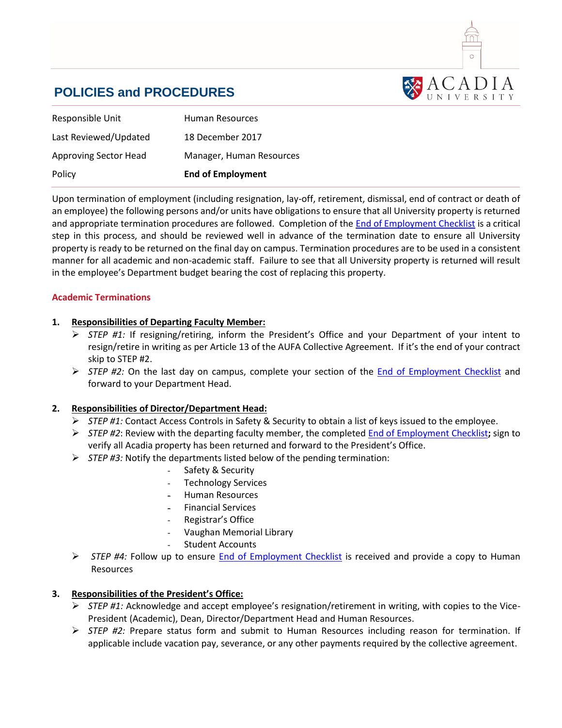# POLICIES and PROCEDURES

| | |
|---|---|
| Responsible Unit | Human Resources |
| Last Reviewed/Updated | 18 December 2017 |
| Approving Sector Head | Manager, Human Resources |
| Policy | **End of Employment** |

Upon termination of employment (including resignation, lay-off, retirement, dismissal, end of contract or death of an employee) the following persons and/or units have obligations to ensure that all University property is returned and appropriate termination procedures are followed. Completion of the [End of Employment Checklist]() is a critical step in this process, and should be reviewed well in advance of the termination date to ensure all University property is ready to be returned on the final day on campus. Termination procedures are to be used in a consistent manner for all academic and non-academic staff. Failure to see that all University property is returned will result in the employee's Department budget bearing the cost of replacing this property.

## Academic Terminations

1. **Responsibilities of Departing Faculty Member:**
   - *STEP #1:* If resigning/retiring, inform the President's Office and your Department of your intent to resign/retire in writing as per Article 13 of the AUFA Collective Agreement. If it's the end of your contract skip to STEP #2.
   - *STEP #2:* On the last day on campus, complete your section of the [End of Employment Checklist]() and forward to your Department Head.

2. **Responsibilities of Director/Department Head:**
   - *STEP #1:* Contact Access Controls in Safety & Security to obtain a list of keys issued to the employee.
   - *STEP #2*: Review with the departing faculty member, the completed [End of Employment Checklist]()**;** sign to verify all Acadia property has been returned and forward to the President's Office.
   - *STEP #3:* Notify the departments listed below of the pending termination:
     - Safety & Security
     - Technology Services
     - Human Resources
     - Financial Services
     - Registrar's Office
     - Vaughan Memorial Library
     - Student Accounts
   - *STEP #4:* Follow up to ensure [End of Employment Checklist]() is received and provide a copy to Human Resources

3. **Responsibilities of the President's Office:**
   - *STEP #1:* Acknowledge and accept employee's resignation/retirement in writing, with copies to the Vice-President (Academic), Dean, Director/Department Head and Human Resources.
   - *STEP #2:* Prepare status form and submit to Human Resources including reason for termination. If applicable include vacation pay, severance, or any other payments required by the collective agreement.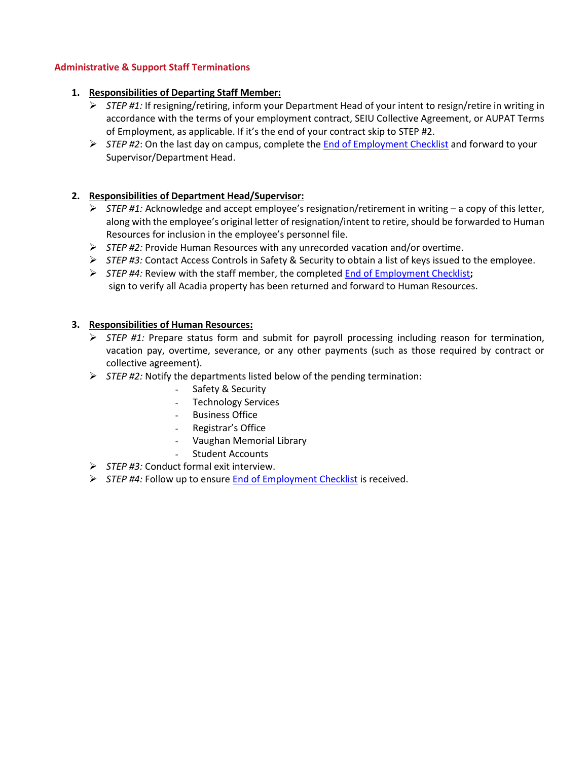## Administrative & Support Staff Terminations

1. **Responsibilities of Departing Staff Member:**
   - *STEP #1:* If resigning/retiring, inform your Department Head of your intent to resign/retire in writing in accordance with the terms of your employment contract, SEIU Collective Agreement, or AUPAT Terms of Employment, as applicable. If it's the end of your contract skip to STEP #2.
   - *STEP #2*: On the last day on campus, complete the End of Employment Checklist and forward to your Supervisor/Department Head.

2. **Responsibilities of Department Head/Supervisor:**
   - *STEP #1:* Acknowledge and accept employee's resignation/retirement in writing – a copy of this letter, along with the employee's original letter of resignation/intent to retire, should be forwarded to Human Resources for inclusion in the employee's personnel file.
   - *STEP #2:* Provide Human Resources with any unrecorded vacation and/or overtime.
   - *STEP #3:* Contact Access Controls in Safety & Security to obtain a list of keys issued to the employee.
   - *STEP #4:* Review with the staff member, the completed End of Employment Checklist**;** sign to verify all Acadia property has been returned and forward to Human Resources.

3. **Responsibilities of Human Resources:**
   - *STEP #1:* Prepare status form and submit for payroll processing including reason for termination, vacation pay, overtime, severance, or any other payments (such as those required by contract or collective agreement).
   - *STEP #2:* Notify the departments listed below of the pending termination:
     - Safety & Security
     - Technology Services
     - Business Office
     - Registrar's Office
     - Vaughan Memorial Library
     - Student Accounts
   - *STEP #3:* Conduct formal exit interview.
   - *STEP #4:* Follow up to ensure End of Employment Checklist is received.